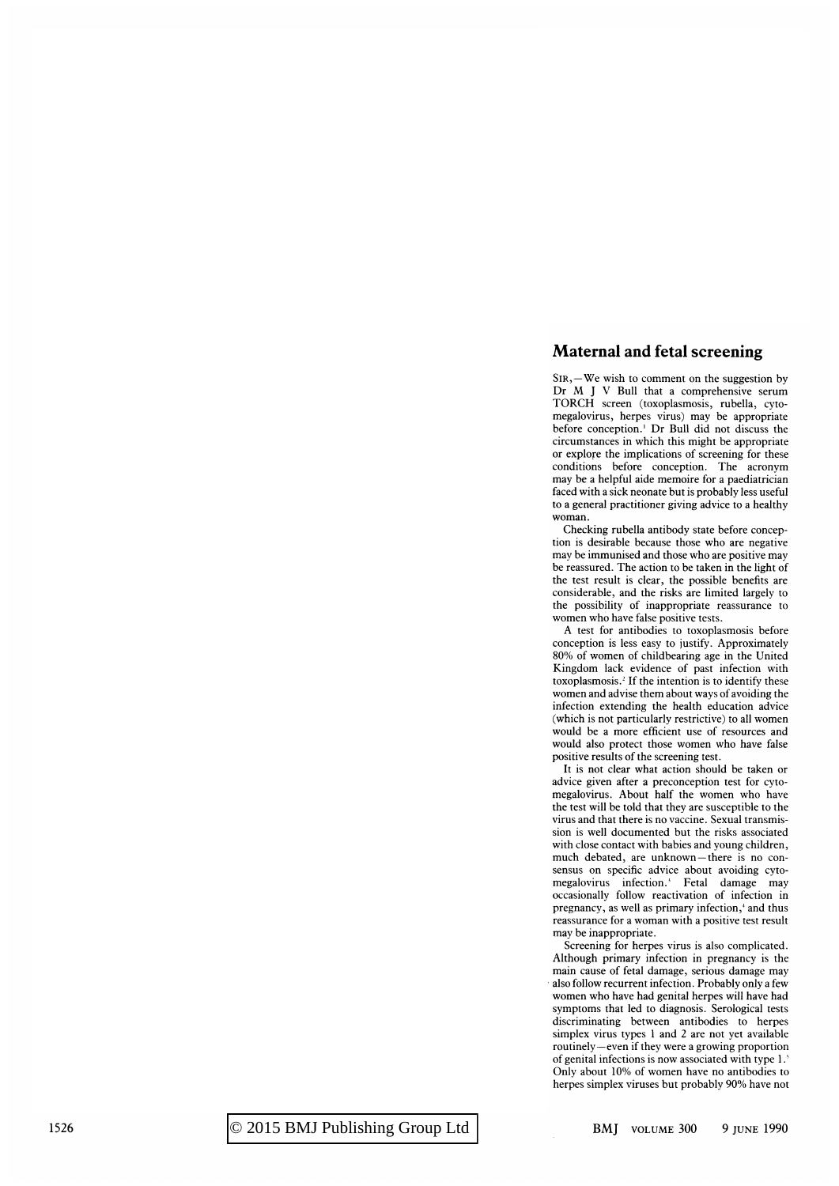## Maternal and fetal screening

SIR,—We wish to comment on the suggestion by Dr M J V Bull that a comprehensive serum TORCH screen (toxoplasmosis, rubella, cytomegalovirus, herpes virus) may be appropriate before conception.[1] Dr Bull did not discuss the circumstances in which this might be appropriate or explore the implications of screening for these conditions before conception. The acronym may be a helpful aide memoire for a paediatrician faced with a sick neonate but is probably less useful to a general practitioner giving advice to a healthy woman.

Checking rubella antibody state before conception is desirable because those who are negative may be immunised and those who are positive may be reassured. The action to be taken in the light of the test result is clear, the possible benefits are considerable, and the risks are limited largely to the possibility of inappropriate reassurance to women who have false positive tests.

A test for antibodies to toxoplasmosis before conception is less easy to justify. Approximately 80% of women of childbearing age in the United Kingdom lack evidence of past infection with toxoplasmosis.[2] If the intention is to identify these women and advise them about ways of avoiding the infection extending the health education advice (which is not particularly restrictive) to all women would be a more efficient use of resources and would also protect those women who have false positive results of the screening test.

It is not clear what action should be taken or advice given after a preconception test for cytomegalovirus. About half the women who have the test will be told that they are susceptible to the virus and that there is no vaccine. Sexual transmission is well documented but the risks associated with close contact with babies and young children, much debated, are unknown—there is no consensus on specific advice about avoiding cytomegalovirus infection.[3] Fetal damage may occasionally follow reactivation of infection in pregnancy, as well as primary infection,[4] and thus reassurance for a woman with a positive test result may be inappropriate.

Screening for herpes virus is also complicated. Although primary infection in pregnancy is the main cause of fetal damage, serious damage may also follow recurrent infection. Probably only a few women who have had genital herpes will have had symptoms that led to diagnosis. Serological tests discriminating between antibodies to herpes simplex virus types 1 and 2 are not yet available routinely—even if they were a growing proportion of genital infections is now associated with type 1.[5] Only about 10% of women have no antibodies to herpes simplex viruses but probably 90% have not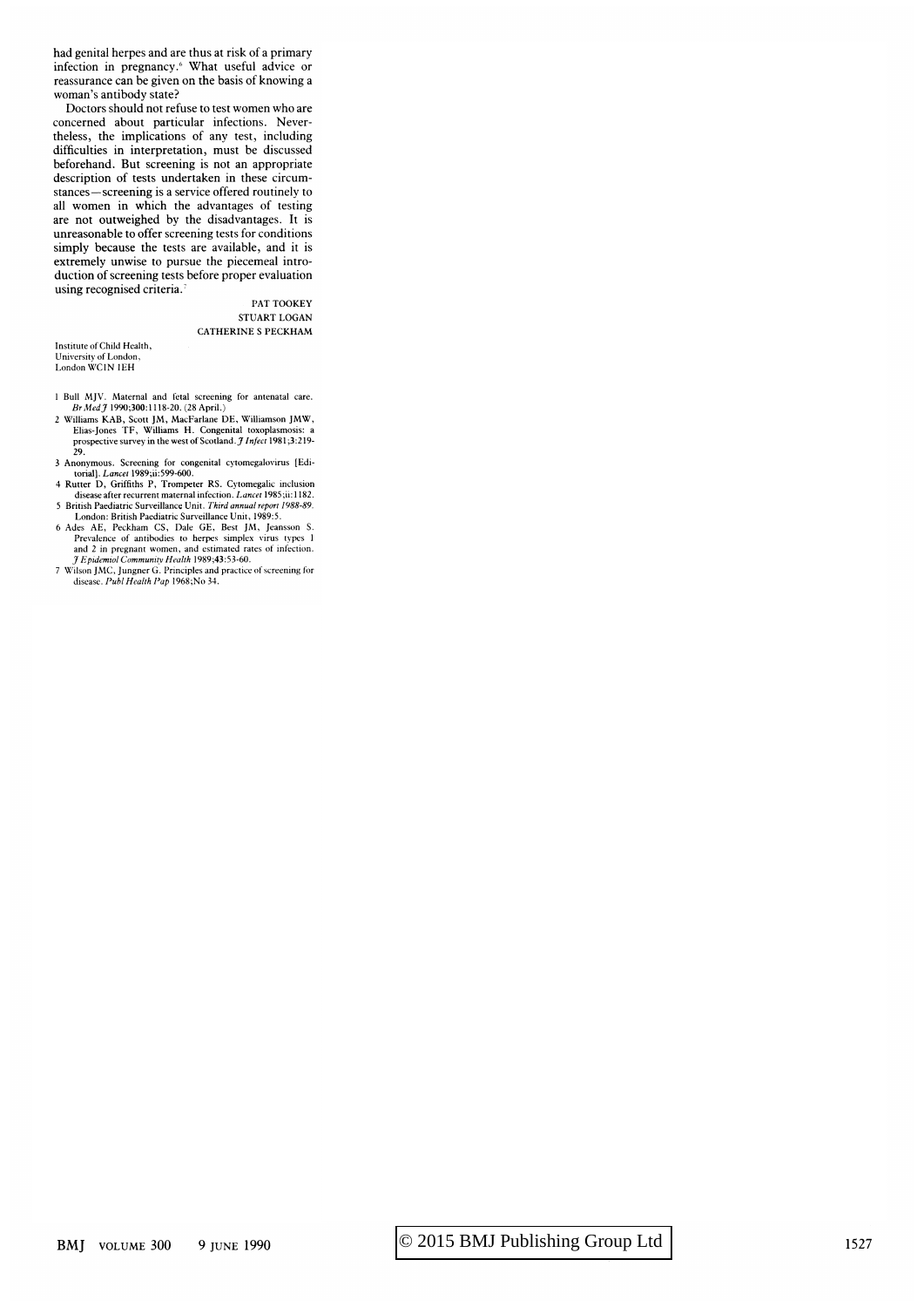had genital herpes and are thus at risk of a primary infection in pregnancy.[6] What useful advice or reassurance can be given on the basis of knowing a woman's antibody state?

Doctors should not refuse to test women who are concerned about particular infections. Nevertheless, the implications of any test, including difficulties in interpretation, must be discussed beforehand. But screening is not an appropriate description of tests undertaken in these circumstances—screening is a service offered routinely to all women in which the advantages of testing are not outweighed by the disadvantages. It is unreasonable to offer screening tests for conditions simply because the tests are available, and it is extremely unwise to pursue the piecemeal introduction of screening tests before proper evaluation using recognised criteria.[7]

PAT TOOKEY
STUART LOGAN
CATHERINE S PECKHAM

Institute of Child Health,
University of London,
London WC1N 1EH

1 Bull MJV. Maternal and fetal screening for antenatal care. *Br Med J* 1990;**300**:1118-20. (28 April.)
2 Williams KAB, Scott JM, MacFarlane DE, Williamson JMW, Elias-Jones TF, Williams H. Congenital toxoplasmosis: a prospective survey in the west of Scotland. *J Infect* 1981;**3**:219-29.
3 Anonymous. Screening for congenital cytomegalovirus [Editorial]. *Lancet* 1989;ii:599-600.
4 Rutter D, Griffiths P, Trompeter RS. Cytomegalic inclusion disease after recurrent maternal infection. *Lancet* 1985;ii:1182.
5 British Paediatric Surveillance Unit. *Third annual report 1988-89*. London: British Paediatric Surveillance Unit, 1989:5.
6 Ades AE, Peckham CS, Dale GE, Best JM, Jeansson S. Prevalence of antibodies to herpes simplex virus types 1 and 2 in pregnant women, and estimated rates of infection. *J Epidemiol Community Health* 1989;**43**:53-60.
7 Wilson JMC, Jungner G. Principles and practice of screening for disease. *Publ Health Pap* 1968;No 34.